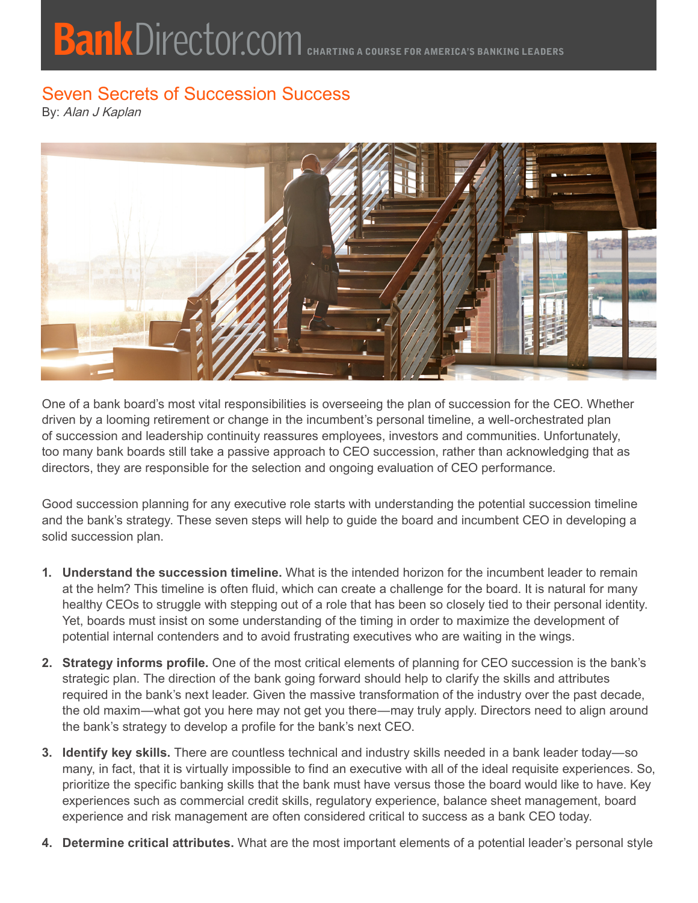# Seven Secrets of Succession Success

By: *Alan J Kaplan*

One of a bank board's most vital responsibilities is overseeing the plan of succession for the CEO. Whether driven by a looming retirement or change in the incumbent's personal timeline, a well-orchestrated plan of succession and leadership continuity reassures employees, investors and communities. Unfortunately, too many bank boards still take a passive approach to CEO succession, rather than acknowledging that as directors, they are responsible for the selection and ongoing evaluation of CEO performance.

Good succession planning for any executive role starts with understanding the potential succession timeline and the bank's strategy. These seven steps will help to guide the board and incumbent CEO in developing a solid succession plan.

1. **Understand the succession timeline.** What is the intended horizon for the incumbent leader to remain at the helm? This timeline is often fluid, which can create a challenge for the board. It is natural for many healthy CEOs to struggle with stepping out of a role that has been so closely tied to their personal identity. Yet, boards must insist on some understanding of the timing in order to maximize the development of potential internal contenders and to avoid frustrating executives who are waiting in the wings.

2. **Strategy informs profile.** One of the most critical elements of planning for CEO succession is the bank's strategic plan. The direction of the bank going forward should help to clarify the skills and attributes required in the bank's next leader. Given the massive transformation of the industry over the past decade, the old maxim—what got you here may not get you there—may truly apply. Directors need to align around the bank's strategy to develop a profile for the bank's next CEO.

3. **Identify key skills.** There are countless technical and industry skills needed in a bank leader today—so many, in fact, that it is virtually impossible to find an executive with all of the ideal requisite experiences. So, prioritize the specific banking skills that the bank must have versus those the board would like to have. Key experiences such as commercial credit skills, regulatory experience, balance sheet management, board experience and risk management are often considered critical to success as a bank CEO today.

4. **Determine critical attributes.** What are the most important elements of a potential leader's personal style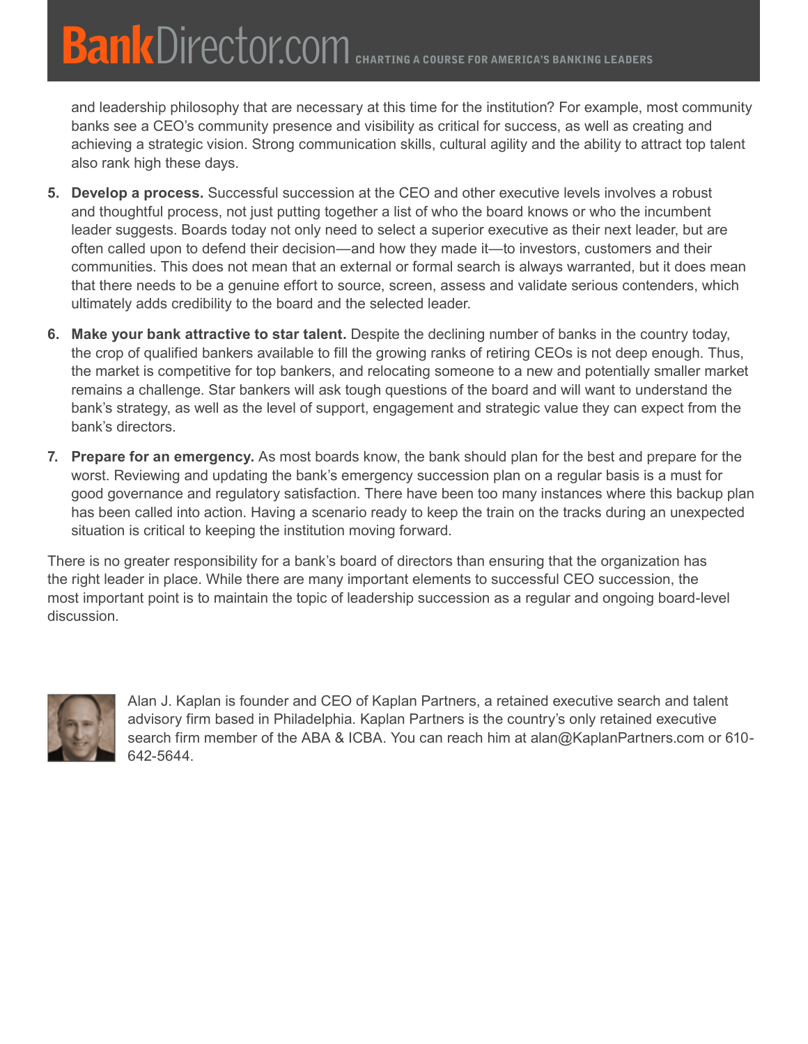and leadership philosophy that are necessary at this time for the institution? For example, most community banks see a CEO's community presence and visibility as critical for success, as well as creating and achieving a strategic vision. Strong communication skills, cultural agility and the ability to attract top talent also rank high these days.

5. **Develop a process.** Successful succession at the CEO and other executive levels involves a robust and thoughtful process, not just putting together a list of who the board knows or who the incumbent leader suggests. Boards today not only need to select a superior executive as their next leader, but are often called upon to defend their decision—and how they made it—to investors, customers and their communities. This does not mean that an external or formal search is always warranted, but it does mean that there needs to be a genuine effort to source, screen, assess and validate serious contenders, which ultimately adds credibility to the board and the selected leader.

6. **Make your bank attractive to star talent.** Despite the declining number of banks in the country today, the crop of qualified bankers available to fill the growing ranks of retiring CEOs is not deep enough. Thus, the market is competitive for top bankers, and relocating someone to a new and potentially smaller market remains a challenge. Star bankers will ask tough questions of the board and will want to understand the bank's strategy, as well as the level of support, engagement and strategic value they can expect from the bank's directors.

7. **Prepare for an emergency.** As most boards know, the bank should plan for the best and prepare for the worst. Reviewing and updating the bank's emergency succession plan on a regular basis is a must for good governance and regulatory satisfaction. There have been too many instances where this backup plan has been called into action. Having a scenario ready to keep the train on the tracks during an unexpected situation is critical to keeping the institution moving forward.

There is no greater responsibility for a bank's board of directors than ensuring that the organization has the right leader in place. While there are many important elements to successful CEO succession, the most important point is to maintain the topic of leadership succession as a regular and ongoing board-level discussion.

Alan J. Kaplan is founder and CEO of Kaplan Partners, a retained executive search and talent advisory firm based in Philadelphia. Kaplan Partners is the country's only retained executive search firm member of the ABA & ICBA. You can reach him at alan@KaplanPartners.com or 610-642-5644.